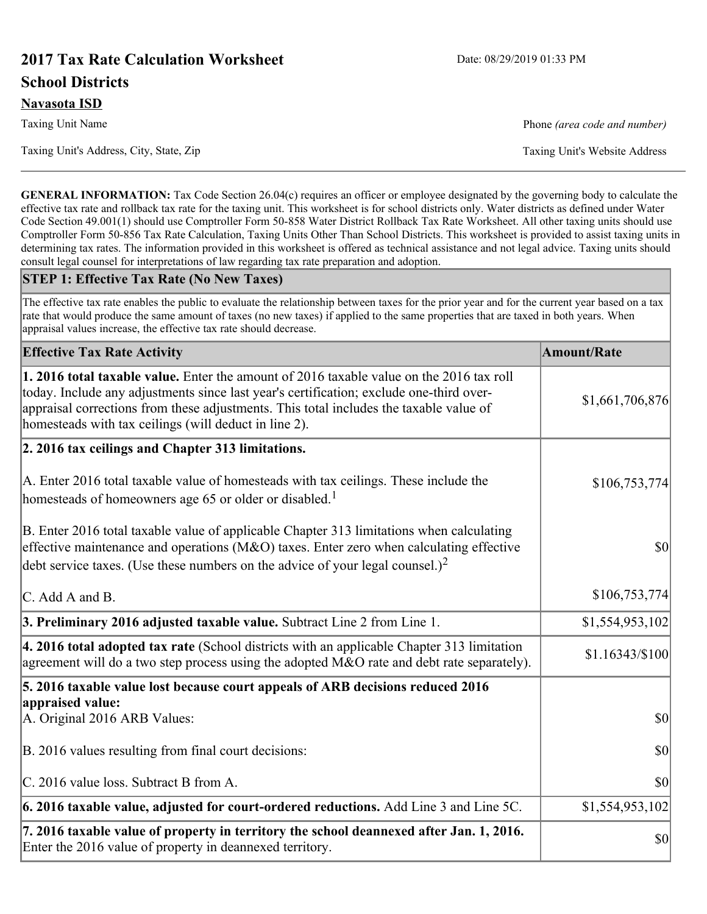# 2017 Tax Rate Calculation Worksheet

Date: 08/29/2019 01:33 PM

## School Districts

**Navasota ISD**

Taxing Unit Name

Phone *(area code and number)*

Taxing Unit's Address, City, State, Zip

Taxing Unit's Website Address

**GENERAL INFORMATION:** Tax Code Section 26.04(c) requires an officer or employee designated by the governing body to calculate the effective tax rate and rollback tax rate for the taxing unit. This worksheet is for school districts only. Water districts as defined under Water Code Section 49.001(1) should use Comptroller Form 50-858 Water District Rollback Tax Rate Worksheet. All other taxing units should use Comptroller Form 50-856 Tax Rate Calculation, Taxing Units Other Than School Districts. This worksheet is provided to assist taxing units in determining tax rates. The information provided in this worksheet is offered as technical assistance and not legal advice. Taxing units should consult legal counsel for interpretations of law regarding tax rate preparation and adoption.

### STEP 1: Effective Tax Rate (No New Taxes)

The effective tax rate enables the public to evaluate the relationship between taxes for the prior year and for the current year based on a tax rate that would produce the same amount of taxes (no new taxes) if applied to the same properties that are taxed in both years. When appraisal values increase, the effective tax rate should decrease.

| Effective Tax Rate Activity | Amount/Rate |
|---|---|
| **1. 2016 total taxable value.** Enter the amount of 2016 taxable value on the 2016 tax roll today. Include any adjustments since last year's certification; exclude one-third over-appraisal corrections from these adjustments. This total includes the taxable value of homesteads with tax ceilings (will deduct in line 2). | $1,661,706,876 |
| **2. 2016 tax ceilings and Chapter 313 limitations.** | |
| A. Enter 2016 total taxable value of homesteads with tax ceilings. These include the homesteads of homeowners age 65 or older or disabled.[1] | $106,753,774 |
| B. Enter 2016 total taxable value of applicable Chapter 313 limitations when calculating effective maintenance and operations (M&O) taxes. Enter zero when calculating effective debt service taxes. (Use these numbers on the advice of your legal counsel.)[2] | $0 |
| C. Add A and B. | $106,753,774 |
| **3. Preliminary 2016 adjusted taxable value.** Subtract Line 2 from Line 1. | $1,554,953,102 |
| **4. 2016 total adopted tax rate** (School districts with an applicable Chapter 313 limitation agreement will do a two step process using the adopted M&O rate and debt rate separately). | $1.16343/$100 |
| **5. 2016 taxable value lost because court appeals of ARB decisions reduced 2016 appraised value:** | |
| A. Original 2016 ARB Values: | $0 |
| B. 2016 values resulting from final court decisions: | $0 |
| C. 2016 value loss. Subtract B from A. | $0 |
| **6. 2016 taxable value, adjusted for court-ordered reductions.** Add Line 3 and Line 5C. | $1,554,953,102 |
| **7. 2016 taxable value of property in territory the school deannexed after Jan. 1, 2016.** Enter the 2016 value of property in deannexed territory. | $0 |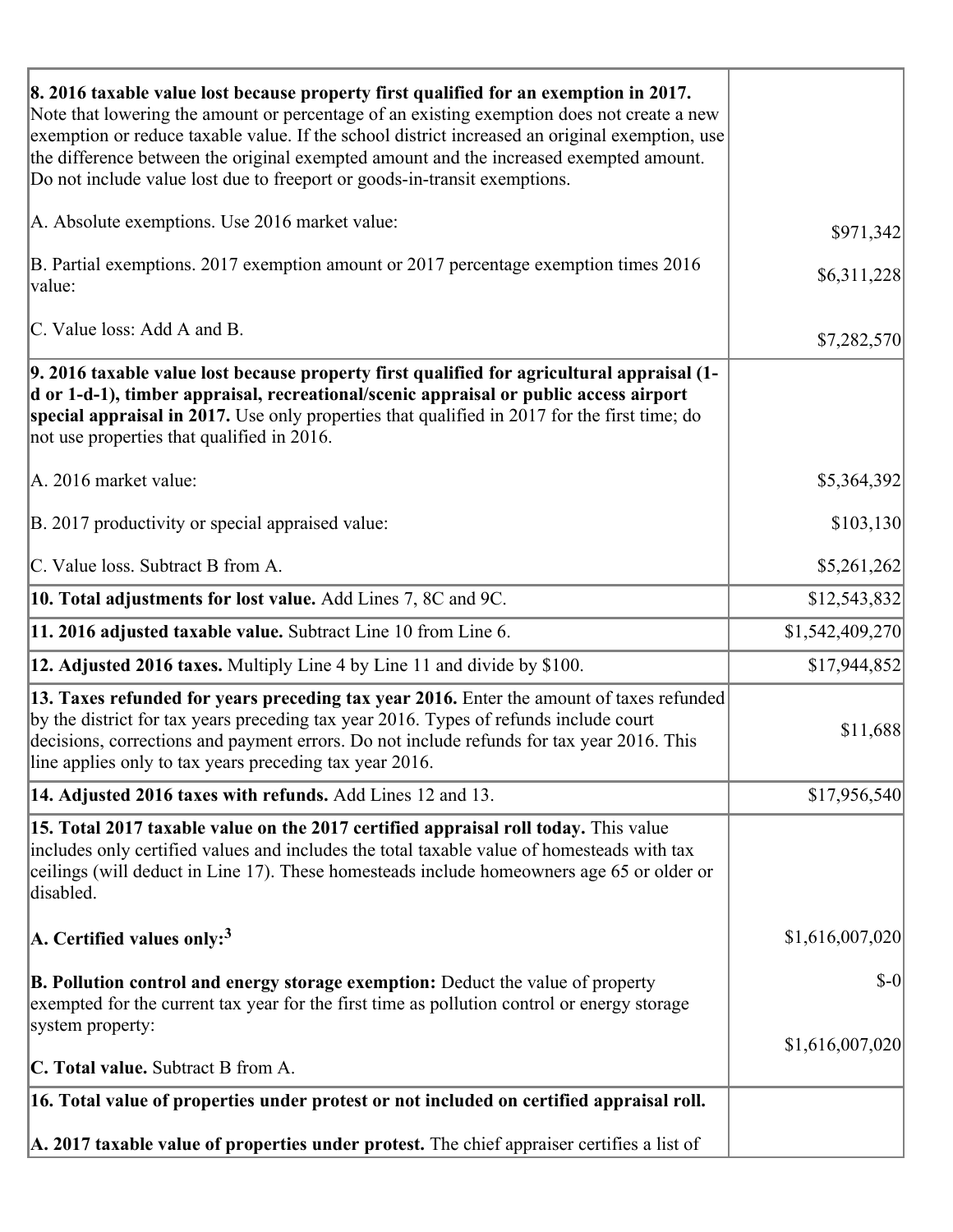| | |
|---|---|
| **8. 2016 taxable value lost because property first qualified for an exemption in 2017.** Note that lowering the amount or percentage of an existing exemption does not create a new exemption or reduce taxable value. If the school district increased an original exemption, use the difference between the original exempted amount and the increased exempted amount. Do not include value lost due to freeport or goods-in-transit exemptions.<br><br>A. Absolute exemptions. Use 2016 market value:<br><br>B. Partial exemptions. 2017 exemption amount or 2017 percentage exemption times 2016 value:<br><br>C. Value loss: Add A and B. | <br><br><br><br><br>$971,342<br><br>$6,311,228<br><br>$7,282,570 |
| **9. 2016 taxable value lost because property first qualified for agricultural appraisal (1-d or 1-d-1), timber appraisal, recreational/scenic appraisal or public access airport special appraisal in 2017.** Use only properties that qualified in 2017 for the first time; do not use properties that qualified in 2016.<br><br>A. 2016 market value:<br><br>B. 2017 productivity or special appraised value:<br><br>C. Value loss. Subtract B from A. | <br><br><br><br>$5,364,392<br><br>$103,130<br><br>$5,261,262 |
| **10. Total adjustments for lost value.** Add Lines 7, 8C and 9C. | $12,543,832 |
| **11. 2016 adjusted taxable value.** Subtract Line 10 from Line 6. | $1,542,409,270 |
| **12. Adjusted 2016 taxes.** Multiply Line 4 by Line 11 and divide by $100. | $17,944,852 |
| **13. Taxes refunded for years preceding tax year 2016.** Enter the amount of taxes refunded by the district for tax years preceding tax year 2016. Types of refunds include court decisions, corrections and payment errors. Do not include refunds for tax year 2016. This line applies only to tax years preceding tax year 2016. | $11,688 |
| **14. Adjusted 2016 taxes with refunds.** Add Lines 12 and 13. | $17,956,540 |
| **15. Total 2017 taxable value on the 2017 certified appraisal roll today.** This value includes only certified values and includes the total taxable value of homesteads with tax ceilings (will deduct in Line 17). These homesteads include homeowners age 65 or older or disabled.<br><br>**A. Certified values only:**[3]<br><br>**B. Pollution control and energy storage exemption:** Deduct the value of property exempted for the current tax year for the first time as pollution control or energy storage system property:<br><br>**C. Total value.** Subtract B from A. | <br><br><br><br>$1,616,007,020<br><br>$-0<br><br>$1,616,007,020 |
| **16. Total value of properties under protest or not included on certified appraisal roll.**<br><br>**A. 2017 taxable value of properties under protest.** The chief appraiser certifies a list of | |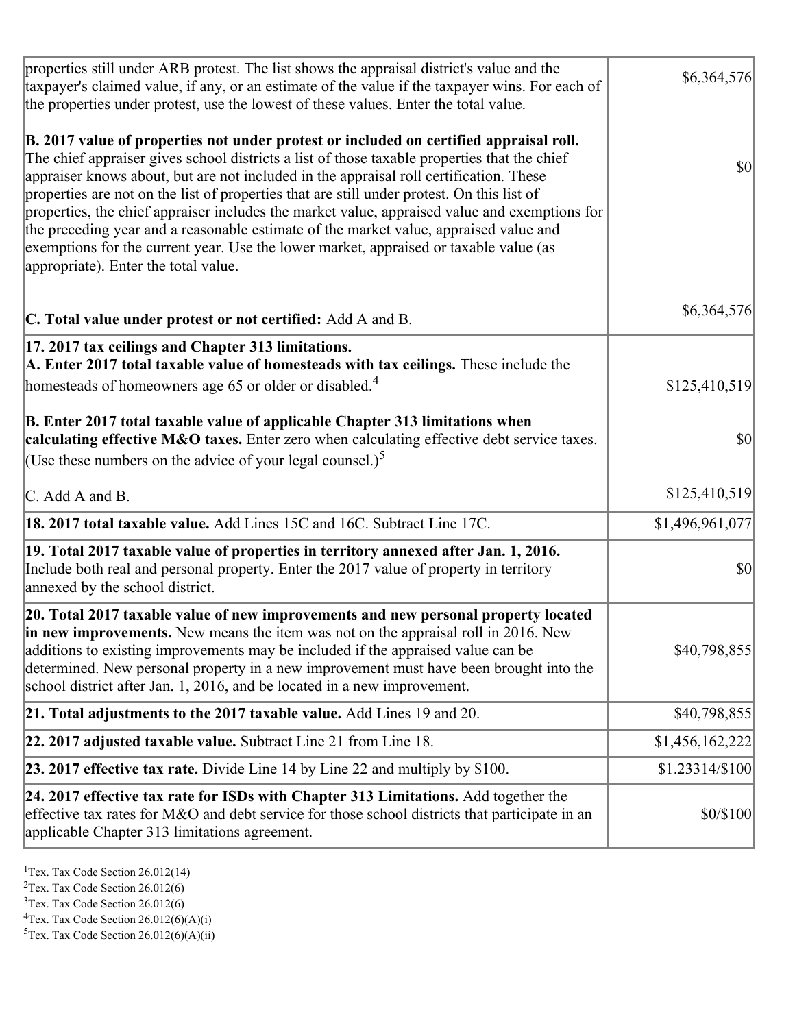| | |
|---|---|
| properties still under ARB protest. The list shows the appraisal district's value and the taxpayer's claimed value, if any, or an estimate of the value if the taxpayer wins. For each of the properties under protest, use the lowest of these values. Enter the total value.<br><br>**B. 2017 value of properties not under protest or included on certified appraisal roll.** The chief appraiser gives school districts a list of those taxable properties that the chief appraiser knows about, but are not included in the appraisal roll certification. These properties are not on the list of properties that are still under protest. On this list of properties, the chief appraiser includes the market value, appraised value and exemptions for the preceding year and a reasonable estimate of the market value, appraised value and exemptions for the current year. Use the lower market, appraised or taxable value (as appropriate). Enter the total value.<br><br>**C. Total value under protest or not certified:** Add A and B. | $6,364,576<br><br>$0<br><br>$6,364,576 |
| **17. 2017 tax ceilings and Chapter 313 limitations.**<br>**A. Enter 2017 total taxable value of homesteads with tax ceilings.** These include the homesteads of homeowners age 65 or older or disabled.[4]<br><br>**B. Enter 2017 total taxable value of applicable Chapter 313 limitations when calculating effective M&O taxes.** Enter zero when calculating effective debt service taxes. (Use these numbers on the advice of your legal counsel.)[5]<br><br>C. Add A and B. | $125,410,519<br><br>$0<br><br>$125,410,519 |
| **18. 2017 total taxable value.** Add Lines 15C and 16C. Subtract Line 17C. | $1,496,961,077 |
| **19. Total 2017 taxable value of properties in territory annexed after Jan. 1, 2016.** Include both real and personal property. Enter the 2017 value of property in territory annexed by the school district. | $0 |
| **20. Total 2017 taxable value of new improvements and new personal property located in new improvements.** New means the item was not on the appraisal roll in 2016. New additions to existing improvements may be included if the appraised value can be determined. New personal property in a new improvement must have been brought into the school district after Jan. 1, 2016, and be located in a new improvement. | $40,798,855 |
| **21. Total adjustments to the 2017 taxable value.** Add Lines 19 and 20. | $40,798,855 |
| **22. 2017 adjusted taxable value.** Subtract Line 21 from Line 18. | $1,456,162,222 |
| **23. 2017 effective tax rate.** Divide Line 14 by Line 22 and multiply by $100. | $1.23314/$100 |
| **24. 2017 effective tax rate for ISDs with Chapter 313 Limitations.** Add together the effective tax rates for M&O and debt service for those school districts that participate in an applicable Chapter 313 limitations agreement. | $0/$100 |

[1]Tex. Tax Code Section 26.012(14)
[2]Tex. Tax Code Section 26.012(6)
[3]Tex. Tax Code Section 26.012(6)
[4]Tex. Tax Code Section 26.012(6)(A)(i)
[5]Tex. Tax Code Section 26.012(6)(A)(ii)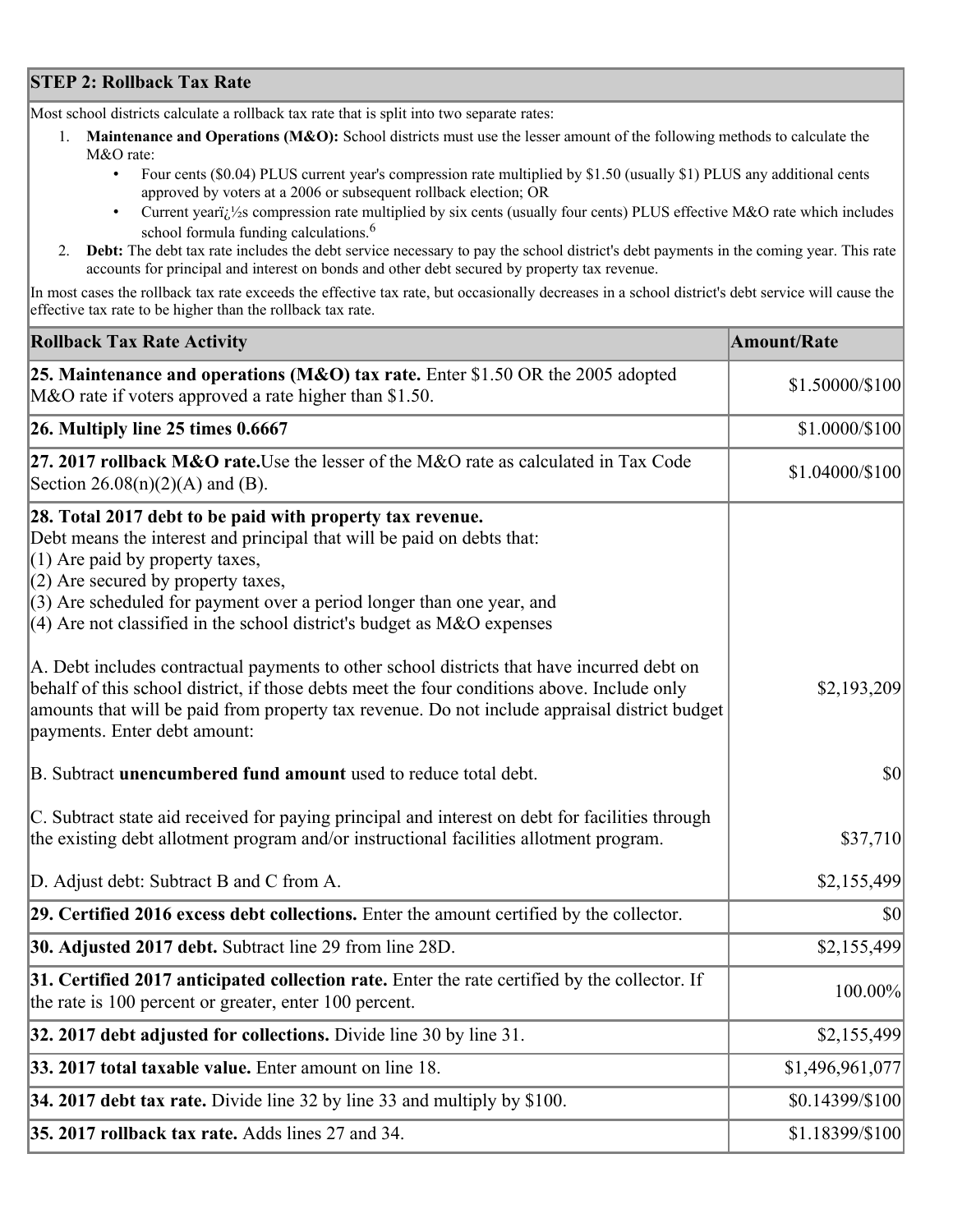## STEP 2: Rollback Tax Rate

Most school districts calculate a rollback tax rate that is split into two separate rates:

1. **Maintenance and Operations (M&O):** School districts must use the lesser amount of the following methods to calculate the M&O rate:
   - Four cents ($0.04) PLUS current year's compression rate multiplied by $1.50 (usually $1) PLUS any additional cents approved by voters at a 2006 or subsequent rollback election; OR
   - Current yearï¿½s compression rate multiplied by six cents (usually four cents) PLUS effective M&O rate which includes school formula funding calculations.[6]
2. **Debt:** The debt tax rate includes the debt service necessary to pay the school district's debt payments in the coming year. This rate accounts for principal and interest on bonds and other debt secured by property tax revenue.

In most cases the rollback tax rate exceeds the effective tax rate, but occasionally decreases in a school district's debt service will cause the effective tax rate to be higher than the rollback tax rate.

| Rollback Tax Rate Activity | Amount/Rate |
|---|---|
| **25. Maintenance and operations (M&O) tax rate.** Enter $1.50 OR the 2005 adopted M&O rate if voters approved a rate higher than $1.50. | $1.50000/$100 |
| **26. Multiply line 25 times 0.6667** | $1.0000/$100 |
| **27. 2017 rollback M&O rate.** Use the lesser of the M&O rate as calculated in Tax Code Section 26.08(n)(2)(A) and (B). | $1.04000/$100 |
| **28. Total 2017 debt to be paid with property tax revenue.** Debt means the interest and principal that will be paid on debts that: (1) Are paid by property taxes, (2) Are secured by property taxes, (3) Are scheduled for payment over a period longer than one year, and (4) Are not classified in the school district's budget as M&O expenses<br><br>A. Debt includes contractual payments to other school districts that have incurred debt on behalf of this school district, if those debts meet the four conditions above. Include only amounts that will be paid from property tax revenue. Do not include appraisal district budget payments. Enter debt amount: | $2,193,209 |
| B. Subtract **unencumbered fund amount** used to reduce total debt. | $0 |
| C. Subtract state aid received for paying principal and interest on debt for facilities through the existing debt allotment program and/or instructional facilities allotment program. | $37,710 |
| D. Adjust debt: Subtract B and C from A. | $2,155,499 |
| **29. Certified 2016 excess debt collections.** Enter the amount certified by the collector. | $0 |
| **30. Adjusted 2017 debt.** Subtract line 29 from line 28D. | $2,155,499 |
| **31. Certified 2017 anticipated collection rate.** Enter the rate certified by the collector. If the rate is 100 percent or greater, enter 100 percent. | 100.00% |
| **32. 2017 debt adjusted for collections.** Divide line 30 by line 31. | $2,155,499 |
| **33. 2017 total taxable value.** Enter amount on line 18. | $1,496,961,077 |
| **34. 2017 debt tax rate.** Divide line 32 by line 33 and multiply by $100. | $0.14399/$100 |
| **35. 2017 rollback tax rate.** Adds lines 27 and 34. | $1.18399/$100 |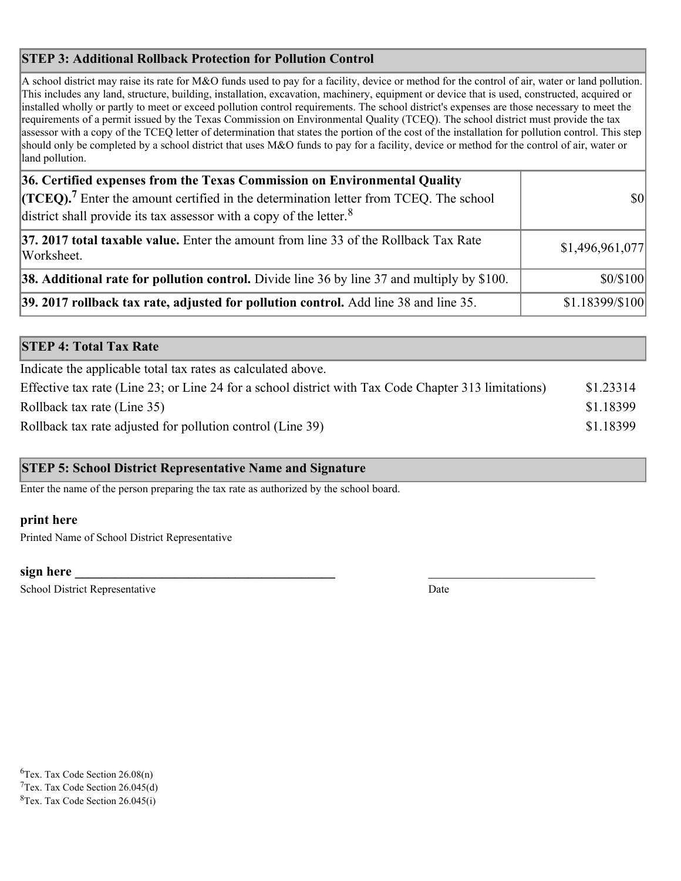## STEP 3: Additional Rollback Protection for Pollution Control

A school district may raise its rate for M&O funds used to pay for a facility, device or method for the control of air, water or land pollution. This includes any land, structure, building, installation, excavation, machinery, equipment or device that is used, constructed, acquired or installed wholly or partly to meet or exceed pollution control requirements. The school district's expenses are those necessary to meet the requirements of a permit issued by the Texas Commission on Environmental Quality (TCEQ). The school district must provide the tax assessor with a copy of the TCEQ letter of determination that states the portion of the cost of the installation for pollution control. This step should only be completed by a school district that uses M&O funds to pay for a facility, device or method for the control of air, water or land pollution.

| | |
|---|---|
| **36. Certified expenses from the Texas Commission on Environmental Quality (TCEQ).**[7] Enter the amount certified in the determination letter from TCEQ. The school district shall provide its tax assessor with a copy of the letter.[8] | $0 |
| **37. 2017 total taxable value.** Enter the amount from line 33 of the Rollback Tax Rate Worksheet. | $1,496,961,077 |
| **38. Additional rate for pollution control.** Divide line 36 by line 37 and multiply by $100. | $0/$100 |
| **39. 2017 rollback tax rate, adjusted for pollution control.** Add line 38 and line 35. | $1.18399/$100 |

## STEP 4: Total Tax Rate

Indicate the applicable total tax rates as calculated above.

| | |
|---|---|
| Effective tax rate (Line 23; or Line 24 for a school district with Tax Code Chapter 313 limitations) | $1.23314 |
| Rollback tax rate (Line 35) | $1.18399 |
| Rollback tax rate adjusted for pollution control (Line 39) | $1.18399 |

## STEP 5: School District Representative Name and Signature

Enter the name of the person preparing the tax rate as authorized by the school board.

**print here**

Printed Name of School District Representative

**sign here** ________________________________________ ____________________________

School District Representative Date

[6] Tex. Tax Code Section 26.08(n)
[7] Tex. Tax Code Section 26.045(d)
[8] Tex. Tax Code Section 26.045(i)